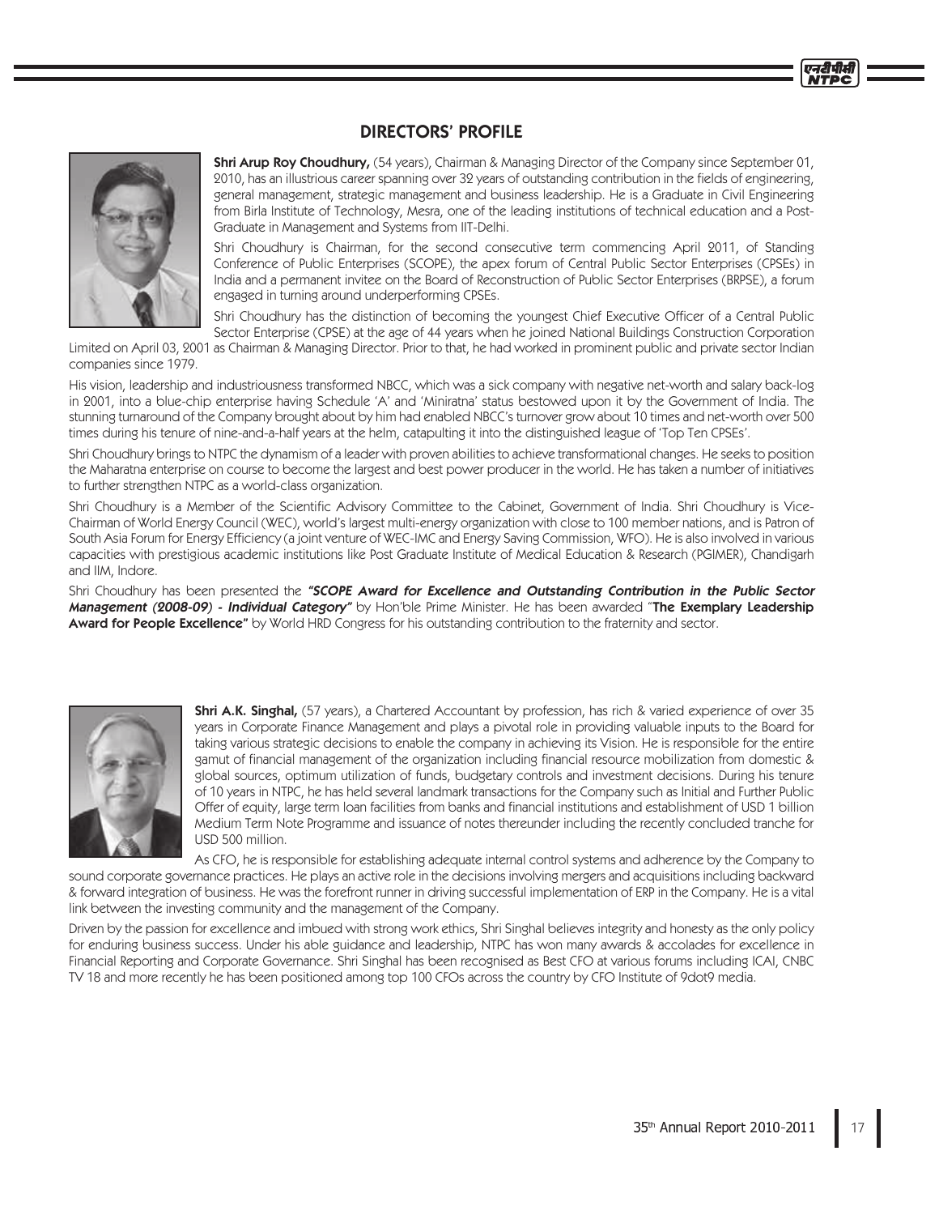# DIRECTORS' PROFILE

**Shri Arup Roy Choudhury,** (54 years), Chairman & Managing Director of the Company since September 01, 2010, has an illustrious career spanning over 32 years of outstanding contribution in the fields of engineering, general management, strategic management and business leadership. He is a Graduate in Civil Engineering from Birla Institute of Technology, Mesra, one of the leading institutions of technical education and a Post-Graduate in Management and Systems from IIT-Delhi.

Shri Choudhury is Chairman, for the second consecutive term commencing April 2011, of Standing Conference of Public Enterprises (SCOPE), the apex forum of Central Public Sector Enterprises (CPSEs) in India and a permanent invitee on the Board of Reconstruction of Public Sector Enterprises (BRPSE), a forum engaged in turning around underperforming CPSEs.

Shri Choudhury has the distinction of becoming the youngest Chief Executive Officer of a Central Public Sector Enterprise (CPSE) at the age of 44 years when he joined National Buildings Construction Corporation Limited on April 03, 2001 as Chairman & Managing Director. Prior to that, he had worked in prominent public and private sector Indian companies since 1979.

His vision, leadership and industriousness transformed NBCC, which was a sick company with negative net-worth and salary back-log in 2001, into a blue-chip enterprise having Schedule 'A' and 'Miniratna' status bestowed upon it by the Government of India. The stunning turnaround of the Company brought about by him had enabled NBCC's turnover grow about 10 times and net-worth over 500 times during his tenure of nine-and-a-half years at the helm, catapulting it into the distinguished league of 'Top Ten CPSEs'.

Shri Choudhury brings to NTPC the dynamism of a leader with proven abilities to achieve transformational changes. He seeks to position the Maharatna enterprise on course to become the largest and best power producer in the world. He has taken a number of initiatives to further strengthen NTPC as a world-class organization.

Shri Choudhury is a Member of the Scientific Advisory Committee to the Cabinet, Government of India. Shri Choudhury is Vice-Chairman of World Energy Council (WEC), world's largest multi-energy organization with close to 100 member nations, and is Patron of South Asia Forum for Energy Efficiency (a joint venture of WEC-IMC and Energy Saving Commission, WFO). He is also involved in various capacities with prestigious academic institutions like Post Graduate Institute of Medical Education & Research (PGIMER), Chandigarh and IIM, Indore.

Shri Choudhury has been presented the ***"SCOPE Award for Excellence and Outstanding Contribution in the Public Sector Management (2008-09) - Individual Category"*** by Hon'ble Prime Minister. He has been awarded "**The Exemplary Leadership Award for People Excellence"** by World HRD Congress for his outstanding contribution to the fraternity and sector.

**Shri A.K. Singhal,** (57 years), a Chartered Accountant by profession, has rich & varied experience of over 35 years in Corporate Finance Management and plays a pivotal role in providing valuable inputs to the Board for taking various strategic decisions to enable the company in achieving its Vision. He is responsible for the entire gamut of financial management of the organization including financial resource mobilization from domestic & global sources, optimum utilization of funds, budgetary controls and investment decisions. During his tenure of 10 years in NTPC, he has held several landmark transactions for the Company such as Initial and Further Public Offer of equity, large term loan facilities from banks and financial institutions and establishment of USD 1 billion Medium Term Note Programme and issuance of notes thereunder including the recently concluded tranche for USD 500 million.

As CFO, he is responsible for establishing adequate internal control systems and adherence by the Company to sound corporate governance practices. He plays an active role in the decisions involving mergers and acquisitions including backward & forward integration of business. He was the forefront runner in driving successful implementation of ERP in the Company. He is a vital link between the investing community and the management of the Company.

Driven by the passion for excellence and imbued with strong work ethics, Shri Singhal believes integrity and honesty as the only policy for enduring business success. Under his able guidance and leadership, NTPC has won many awards & accolades for excellence in Financial Reporting and Corporate Governance. Shri Singhal has been recognised as Best CFO at various forums including ICAI, CNBC TV 18 and more recently he has been positioned among top 100 CFOs across the country by CFO Institute of 9dot9 media.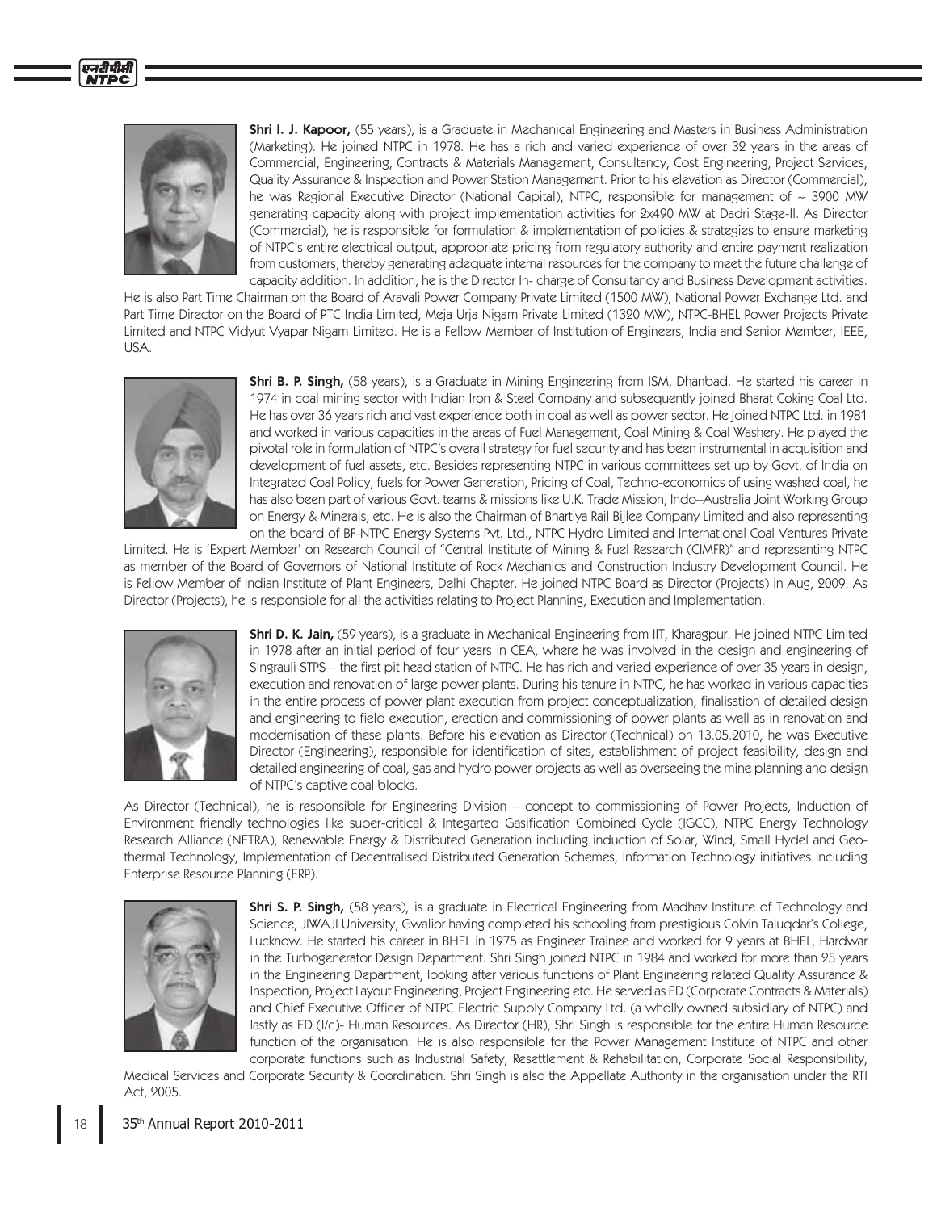**Shri I. J. Kapoor,** (55 years), is a Graduate in Mechanical Engineering and Masters in Business Administration (Marketing). He joined NTPC in 1978. He has a rich and varied experience of over 32 years in the areas of Commercial, Engineering, Contracts & Materials Management, Consultancy, Cost Engineering, Project Services, Quality Assurance & Inspection and Power Station Management. Prior to his elevation as Director (Commercial), he was Regional Executive Director (National Capital), NTPC, responsible for management of ~ 3900 MW generating capacity along with project implementation activities for 2x490 MW at Dadri Stage-II. As Director (Commercial), he is responsible for formulation & implementation of policies & strategies to ensure marketing of NTPC's entire electrical output, appropriate pricing from regulatory authority and entire payment realization from customers, thereby generating adequate internal resources for the company to meet the future challenge of capacity addition. In addition, he is the Director In- charge of Consultancy and Business Development activities. He is also Part Time Chairman on the Board of Aravali Power Company Private Limited (1500 MW), National Power Exchange Ltd. and Part Time Director on the Board of PTC India Limited, Meja Urja Nigam Private Limited (1320 MW), NTPC-BHEL Power Projects Private Limited and NTPC Vidyut Vyapar Nigam Limited. He is a Fellow Member of Institution of Engineers, India and Senior Member, IEEE, USA.

**Shri B. P. Singh,** (58 years), is a Graduate in Mining Engineering from ISM, Dhanbad. He started his career in 1974 in coal mining sector with Indian Iron & Steel Company and subsequently joined Bharat Coking Coal Ltd. He has over 36 years rich and vast experience both in coal as well as power sector. He joined NTPC Ltd. in 1981 and worked in various capacities in the areas of Fuel Management, Coal Mining & Coal Washery. He played the pivotal role in formulation of NTPC's overall strategy for fuel security and has been instrumental in acquisition and development of fuel assets, etc. Besides representing NTPC in various committees set up by Govt. of India on Integrated Coal Policy, fuels for Power Generation, Pricing of Coal, Techno-economics of using washed coal, he has also been part of various Govt. teams & missions like U.K. Trade Mission, Indo–Australia Joint Working Group on Energy & Minerals, etc. He is also the Chairman of Bhartiya Rail Bijlee Company Limited and also representing on the board of BF-NTPC Energy Systems Pvt. Ltd., NTPC Hydro Limited and International Coal Ventures Private Limited. He is 'Expert Member' on Research Council of "Central Institute of Mining & Fuel Research (CIMFR)" and representing NTPC as member of the Board of Governors of National Institute of Rock Mechanics and Construction Industry Development Council. He is Fellow Member of Indian Institute of Plant Engineers, Delhi Chapter. He joined NTPC Board as Director (Projects) in Aug, 2009. As Director (Projects), he is responsible for all the activities relating to Project Planning, Execution and Implementation.

**Shri D. K. Jain,** (59 years), is a graduate in Mechanical Engineering from IIT, Kharagpur. He joined NTPC Limited in 1978 after an initial period of four years in CEA, where he was involved in the design and engineering of Singrauli STPS – the first pit head station of NTPC. He has rich and varied experience of over 35 years in design, execution and renovation of large power plants. During his tenure in NTPC, he has worked in various capacities in the entire process of power plant execution from project conceptualization, finalisation of detailed design and engineering to field execution, erection and commissioning of power plants as well as in renovation and modernisation of these plants. Before his elevation as Director (Technical) on 13.05.2010, he was Executive Director (Engineering), responsible for identification of sites, establishment of project feasibility, design and detailed engineering of coal, gas and hydro power projects as well as overseeing the mine planning and design of NTPC's captive coal blocks.

As Director (Technical), he is responsible for Engineering Division – concept to commissioning of Power Projects, Induction of Environment friendly technologies like super-critical & Integarted Gasification Combined Cycle (IGCC), NTPC Energy Technology Research Alliance (NETRA), Renewable Energy & Distributed Generation including induction of Solar, Wind, Small Hydel and Geo-thermal Technology, Implementation of Decentralised Distributed Generation Schemes, Information Technology initiatives including Enterprise Resource Planning (ERP).

**Shri S. P. Singh,** (58 years), is a graduate in Electrical Engineering from Madhav Institute of Technology and Science, JIWAJI University, Gwalior having completed his schooling from prestigious Colvin Taluqdar's College, Lucknow. He started his career in BHEL in 1975 as Engineer Trainee and worked for 9 years at BHEL, Hardwar in the Turbogenerator Design Department. Shri Singh joined NTPC in 1984 and worked for more than 25 years in the Engineering Department, looking after various functions of Plant Engineering related Quality Assurance & Inspection, Project Layout Engineering, Project Engineering etc. He served as ED (Corporate Contracts & Materials) and Chief Executive Officer of NTPC Electric Supply Company Ltd. (a wholly owned subsidiary of NTPC) and lastly as ED (I/c)- Human Resources. As Director (HR), Shri Singh is responsible for the entire Human Resource function of the organisation. He is also responsible for the Power Management Institute of NTPC and other corporate functions such as Industrial Safety, Resettlement & Rehabilitation, Corporate Social Responsibility, Medical Services and Corporate Security & Coordination. Shri Singh is also the Appellate Authority in the organisation under the RTI Act, 2005.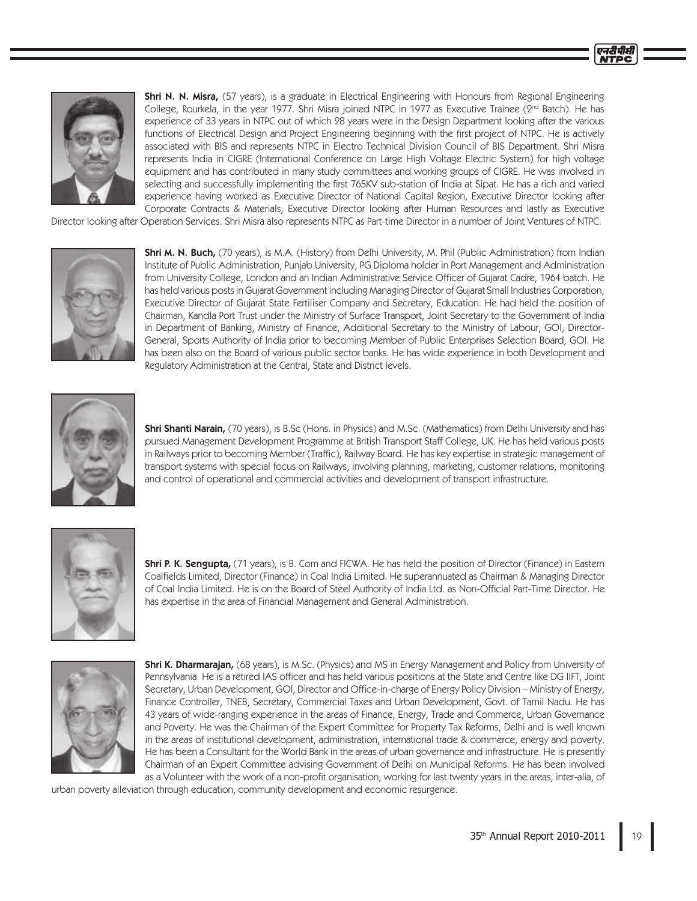**Shri N. N. Misra,** (57 years), is a graduate in Electrical Engineering with Honours from Regional Engineering College, Rourkela, in the year 1977. Shri Misra joined NTPC in 1977 as Executive Trainee (2nd Batch). He has experience of 33 years in NTPC out of which 28 years were in the Design Department looking after the various functions of Electrical Design and Project Engineering beginning with the first project of NTPC. He is actively associated with BIS and represents NTPC in Electro Technical Division Council of BIS Department. Shri Misra represents India in CIGRE (International Conference on Large High Voltage Electric System) for high voltage equipment and has contributed in many study committees and working groups of CIGRE. He was involved in selecting and successfully implementing the first 765KV sub-station of India at Sipat. He has a rich and varied experience having worked as Executive Director of National Capital Region, Executive Director looking after Corporate Contracts & Materials, Executive Director looking after Human Resources and lastly as Executive Director looking after Operation Services. Shri Misra also represents NTPC as Part-time Director in a number of Joint Ventures of NTPC.

**Shri M. N. Buch,** (70 years), is M.A. (History) from Delhi University, M. Phil (Public Administration) from Indian Institute of Public Administration, Punjab University, PG Diploma holder in Port Management and Administration from University College, London and an Indian Administrative Service Officer of Gujarat Cadre, 1964 batch. He has held various posts in Gujarat Government including Managing Director of Gujarat Small Industries Corporation, Executive Director of Gujarat State Fertiliser Company and Secretary, Education. He had held the position of Chairman, Kandla Port Trust under the Ministry of Surface Transport, Joint Secretary to the Government of India in Department of Banking, Ministry of Finance, Additional Secretary to the Ministry of Labour, GOI, Director-General, Sports Authority of India prior to becoming Member of Public Enterprises Selection Board, GOI. He has been also on the Board of various public sector banks. He has wide experience in both Development and Regulatory Administration at the Central, State and District levels.

**Shri Shanti Narain,** (70 years), is B.Sc (Hons. in Physics) and M.Sc. (Mathematics) from Delhi University and has pursued Management Development Programme at British Transport Staff College, UK. He has held various posts in Railways prior to becoming Member (Traffic), Railway Board. He has key expertise in strategic management of transport systems with special focus on Railways, involving planning, marketing, customer relations, monitoring and control of operational and commercial activities and development of transport infrastructure.

**Shri P. K. Sengupta,** (71 years), is B. Com and FICWA. He has held the position of Director (Finance) in Eastern Coalfields Limited, Director (Finance) in Coal India Limited. He superannuated as Chairman & Managing Director of Coal India Limited. He is on the Board of Steel Authority of India Ltd. as Non-Official Part-Time Director. He has expertise in the area of Financial Management and General Administration.

**Shri K. Dharmarajan,** (68 years), is M.Sc. (Physics) and MS in Energy Management and Policy from University of Pennsylvania. He is a retired IAS officer and has held various positions at the State and Centre like DG IIFT, Joint Secretary, Urban Development, GOI, Director and Office-in-charge of Energy Policy Division – Ministry of Energy, Finance Controller, TNEB, Secretary, Commercial Taxes and Urban Development, Govt. of Tamil Nadu. He has 43 years of wide-ranging experience in the areas of Finance, Energy, Trade and Commerce, Urban Governance and Poverty. He was the Chairman of the Expert Committee for Property Tax Reforms, Delhi and is well known in the areas of institutional development, administration, international trade & commerce, energy and poverty. He has been a Consultant for the World Bank in the areas of urban governance and infrastructure. He is presently Chairman of an Expert Committee advising Government of Delhi on Municipal Reforms. He has been involved as a Volunteer with the work of a non-profit organisation, working for last twenty years in the areas, inter-alia, of urban poverty alleviation through education, community development and economic resurgence.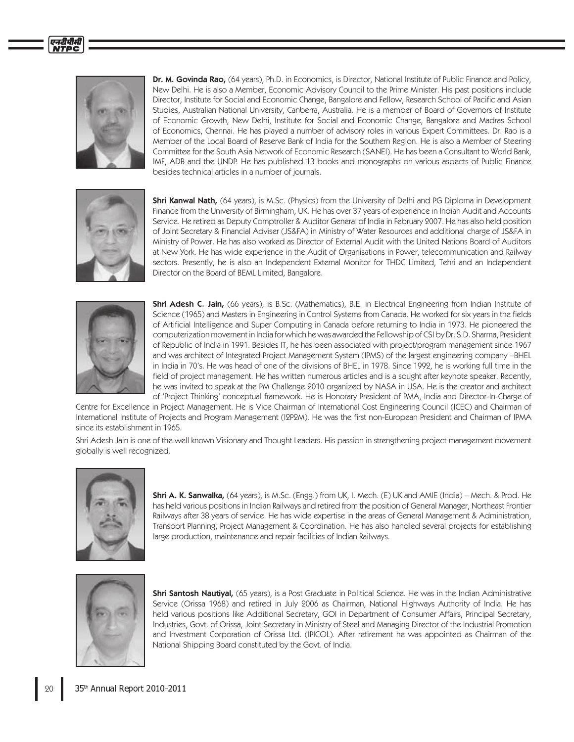**Dr. M. Govinda Rao,** (64 years), Ph.D. in Economics, is Director, National Institute of Public Finance and Policy, New Delhi. He is also a Member, Economic Advisory Council to the Prime Minister. His past positions include Director, Institute for Social and Economic Change, Bangalore and Fellow, Research School of Pacific and Asian Studies, Australian National University, Canberra, Australia. He is a member of Board of Governors of Institute of Economic Growth, New Delhi, Institute for Social and Economic Change, Bangalore and Madras School of Economics, Chennai. He has played a number of advisory roles in various Expert Committees. Dr. Rao is a Member of the Local Board of Reserve Bank of India for the Southern Region. He is also a Member of Steering Committee for the South Asia Network of Economic Research (SANEI). He has been a Consultant to World Bank, IMF, ADB and the UNDP. He has published 13 books and monographs on various aspects of Public Finance besides technical articles in a number of journals.

**Shri Kanwal Nath,** (64 years), is M.Sc. (Physics) from the University of Delhi and PG Diploma in Development Finance from the University of Birmingham, UK. He has over 37 years of experience in Indian Audit and Accounts Service. He retired as Deputy Comptroller & Auditor General of India in February 2007. He has also held position of Joint Secretary & Financial Adviser (JS&FA) in Ministry of Water Resources and additional charge of JS&FA in Ministry of Power. He has also worked as Director of External Audit with the United Nations Board of Auditors at New York. He has wide experience in the Audit of Organisations in Power, telecommunication and Railway sectors. Presently, he is also an Independent External Monitor for THDC Limited, Tehri and an Independent Director on the Board of BEML Limited, Bangalore.

**Shri Adesh C. Jain,** (66 years), is B.Sc. (Mathematics), B.E. in Electrical Engineering from Indian Institute of Science (1965) and Masters in Engineering in Control Systems from Canada. He worked for six years in the fields of Artificial Intelligence and Super Computing in Canada before returning to India in 1973. He pioneered the computerization movement in India for which he was awarded the Fellowship of CSI by Dr. S.D. Sharma, President of Republic of India in 1991. Besides IT, he has been associated with project/program management since 1967 and was architect of Integrated Project Management System (IPMS) of the largest engineering company –BHEL in India in 70's. He was head of one of the divisions of BHEL in 1978. Since 1992, he is working full time in the field of project management. He has written numerous articles and is a sought after keynote speaker. Recently, he was invited to speak at the PM Challenge 2010 organized by NASA in USA. He is the creator and architect of 'Project Thinking' conceptual framework. He is Honorary President of PMA, India and Director-In-Charge of Centre for Excellence in Project Management. He is Vice Chairman of International Cost Engineering Council (ICEC) and Chairman of International Institute of Projects and Program Management (I2P2M). He was the first non-European President and Chairman of IPMA since its establishment in 1965.

Shri Adesh Jain is one of the well known Visionary and Thought Leaders. His passion in strengthening project management movement globally is well recognized.

**Shri A. K. Sanwalka,** (64 years), is M.Sc. (Engg.) from UK, I. Mech. (E) UK and AMIE (India) – Mech. & Prod. He has held various positions in Indian Railways and retired from the position of General Manager, Northeast Frontier Railways after 38 years of service. He has wide expertise in the areas of General Management & Administration, Transport Planning, Project Management & Coordination. He has also handled several projects for establishing large production, maintenance and repair facilities of Indian Railways.

**Shri Santosh Nautiyal,** (65 years), is a Post Graduate in Political Science. He was in the Indian Administrative Service (Orissa 1968) and retired in July 2006 as Chairman, National Highways Authority of India. He has held various positions like Additional Secretary, GOI in Department of Consumer Affairs, Principal Secretary, Industries, Govt. of Orissa, Joint Secretary in Ministry of Steel and Managing Director of the Industrial Promotion and Investment Corporation of Orissa Ltd. (IPICOL). After retirement he was appointed as Chairman of the National Shipping Board constituted by the Govt. of India.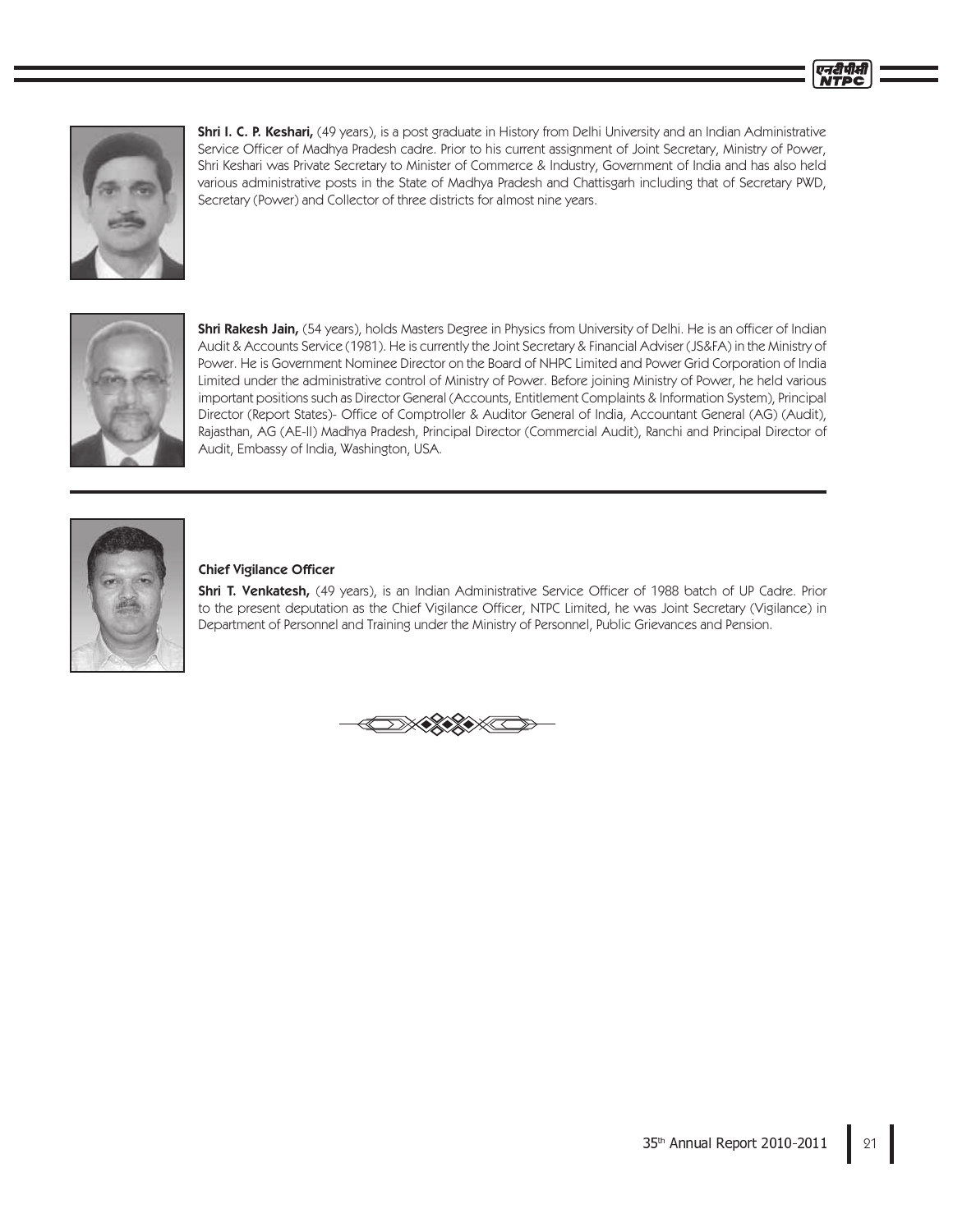**Shri I. C. P. Keshari,** (49 years), is a post graduate in History from Delhi University and an Indian Administrative Service Officer of Madhya Pradesh cadre. Prior to his current assignment of Joint Secretary, Ministry of Power, Shri Keshari was Private Secretary to Minister of Commerce & Industry, Government of India and has also held various administrative posts in the State of Madhya Pradesh and Chattisgarh including that of Secretary PWD, Secretary (Power) and Collector of three districts for almost nine years.

**Shri Rakesh Jain,** (54 years), holds Masters Degree in Physics from University of Delhi. He is an officer of Indian Audit & Accounts Service (1981). He is currently the Joint Secretary & Financial Adviser (JS&FA) in the Ministry of Power. He is Government Nominee Director on the Board of NHPC Limited and Power Grid Corporation of India Limited under the administrative control of Ministry of Power. Before joining Ministry of Power, he held various important positions such as Director General (Accounts, Entitlement Complaints & Information System), Principal Director (Report States)- Office of Comptroller & Auditor General of India, Accountant General (AG) (Audit), Rajasthan, AG (AE-II) Madhya Pradesh, Principal Director (Commercial Audit), Ranchi and Principal Director of Audit, Embassy of India, Washington, USA.

**Chief Vigilance Officer**

**Shri T. Venkatesh,** (49 years), is an Indian Administrative Service Officer of 1988 batch of UP Cadre. Prior to the present deputation as the Chief Vigilance Officer, NTPC Limited, he was Joint Secretary (Vigilance) in Department of Personnel and Training under the Ministry of Personnel, Public Grievances and Pension.